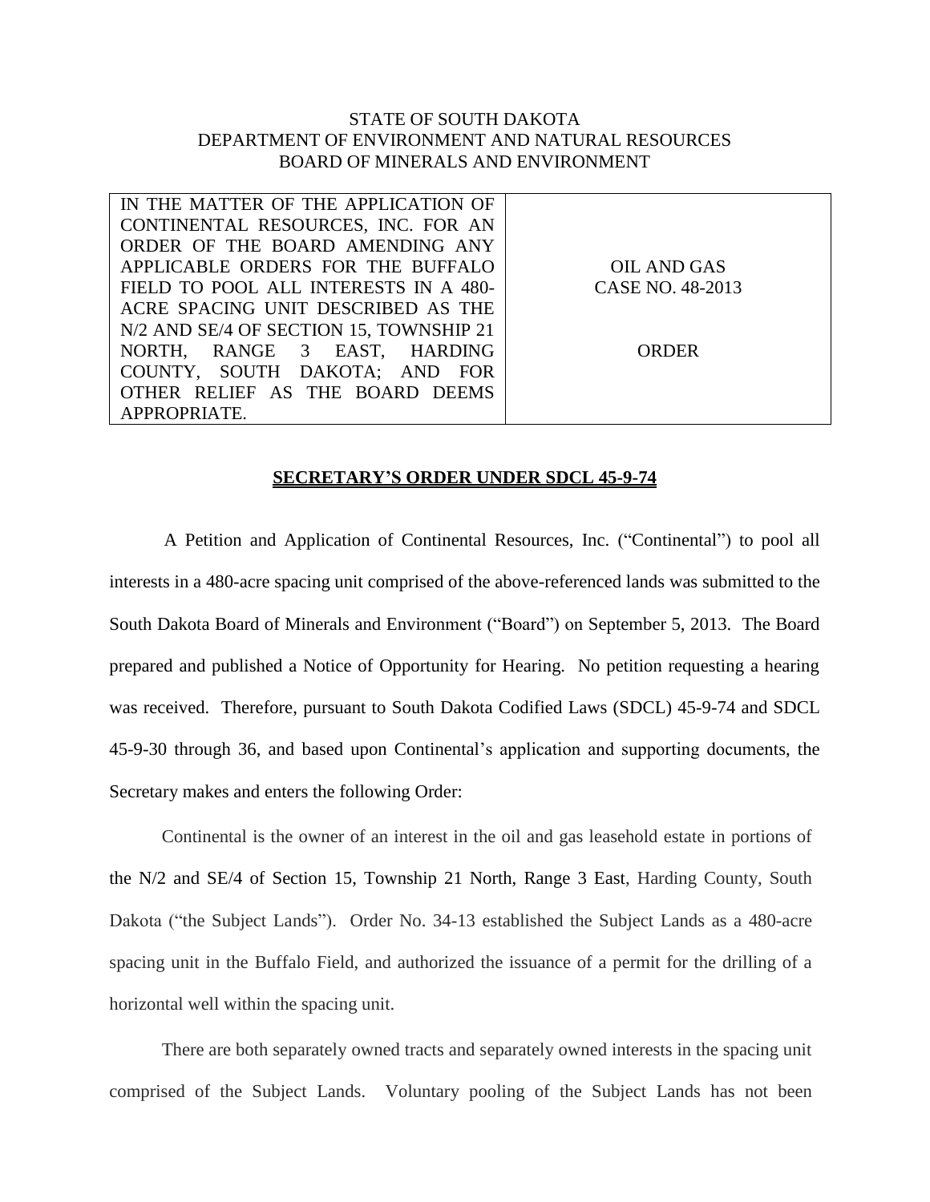STATE OF SOUTH DAKOTA
DEPARTMENT OF ENVIRONMENT AND NATURAL RESOURCES
BOARD OF MINERALS AND ENVIRONMENT

| IN THE MATTER OF THE APPLICATION OF CONTINENTAL RESOURCES, INC. FOR AN ORDER OF THE BOARD AMENDING ANY APPLICABLE ORDERS FOR THE BUFFALO FIELD TO POOL ALL INTERESTS IN A 480-ACRE SPACING UNIT DESCRIBED AS THE N/2 AND SE/4 OF SECTION 15, TOWNSHIP 21 NORTH, RANGE 3 EAST, HARDING COUNTY, SOUTH DAKOTA; AND FOR OTHER RELIEF AS THE BOARD DEEMS APPROPRIATE. | OIL AND GAS CASE NO. 48-2013<br><br>ORDER |
|---|---|

**SECRETARY'S ORDER UNDER SDCL 45-9-74**

A Petition and Application of Continental Resources, Inc. ("Continental") to pool all interests in a 480-acre spacing unit comprised of the above-referenced lands was submitted to the South Dakota Board of Minerals and Environment ("Board") on September 5, 2013. The Board prepared and published a Notice of Opportunity for Hearing. No petition requesting a hearing was received. Therefore, pursuant to South Dakota Codified Laws (SDCL) 45-9-74 and SDCL 45-9-30 through 36, and based upon Continental's application and supporting documents, the Secretary makes and enters the following Order:

Continental is the owner of an interest in the oil and gas leasehold estate in portions of the N/2 and SE/4 of Section 15, Township 21 North, Range 3 East, Harding County, South Dakota ("the Subject Lands"). Order No. 34-13 established the Subject Lands as a 480-acre spacing unit in the Buffalo Field, and authorized the issuance of a permit for the drilling of a horizontal well within the spacing unit.

There are both separately owned tracts and separately owned interests in the spacing unit comprised of the Subject Lands. Voluntary pooling of the Subject Lands has not been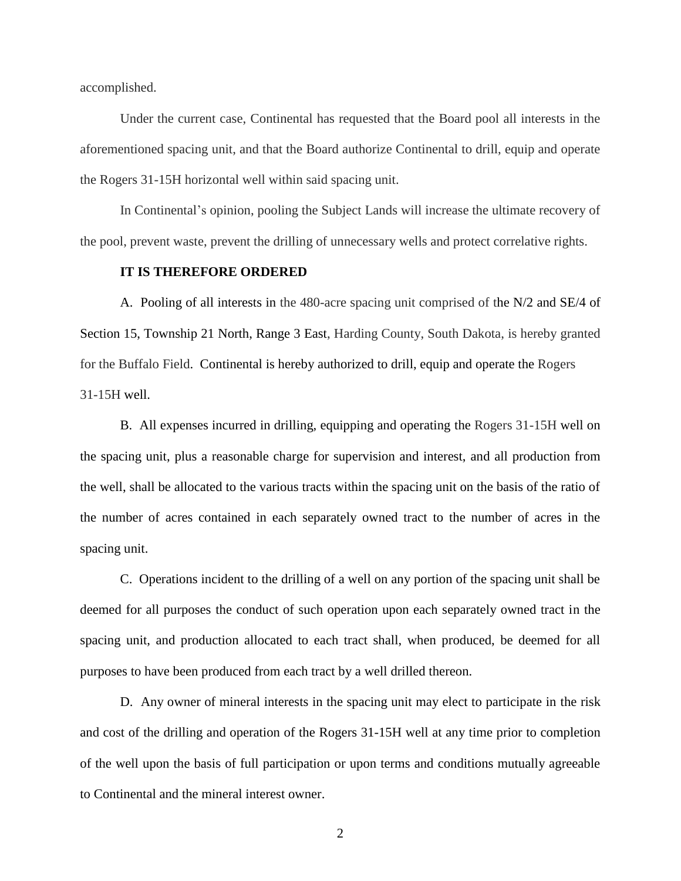accomplished.

Under the current case, Continental has requested that the Board pool all interests in the aforementioned spacing unit, and that the Board authorize Continental to drill, equip and operate the Rogers 31-15H horizontal well within said spacing unit.

In Continental's opinion, pooling the Subject Lands will increase the ultimate recovery of the pool, prevent waste, prevent the drilling of unnecessary wells and protect correlative rights.

**IT IS THEREFORE ORDERED**

A. Pooling of all interests in the 480-acre spacing unit comprised of the N/2 and SE/4 of Section 15, Township 21 North, Range 3 East, Harding County, South Dakota, is hereby granted for the Buffalo Field. Continental is hereby authorized to drill, equip and operate the Rogers 31-15H well.

B. All expenses incurred in drilling, equipping and operating the Rogers 31-15H well on the spacing unit, plus a reasonable charge for supervision and interest, and all production from the well, shall be allocated to the various tracts within the spacing unit on the basis of the ratio of the number of acres contained in each separately owned tract to the number of acres in the spacing unit.

C. Operations incident to the drilling of a well on any portion of the spacing unit shall be deemed for all purposes the conduct of such operation upon each separately owned tract in the spacing unit, and production allocated to each tract shall, when produced, be deemed for all purposes to have been produced from each tract by a well drilled thereon.

D. Any owner of mineral interests in the spacing unit may elect to participate in the risk and cost of the drilling and operation of the Rogers 31-15H well at any time prior to completion of the well upon the basis of full participation or upon terms and conditions mutually agreeable to Continental and the mineral interest owner.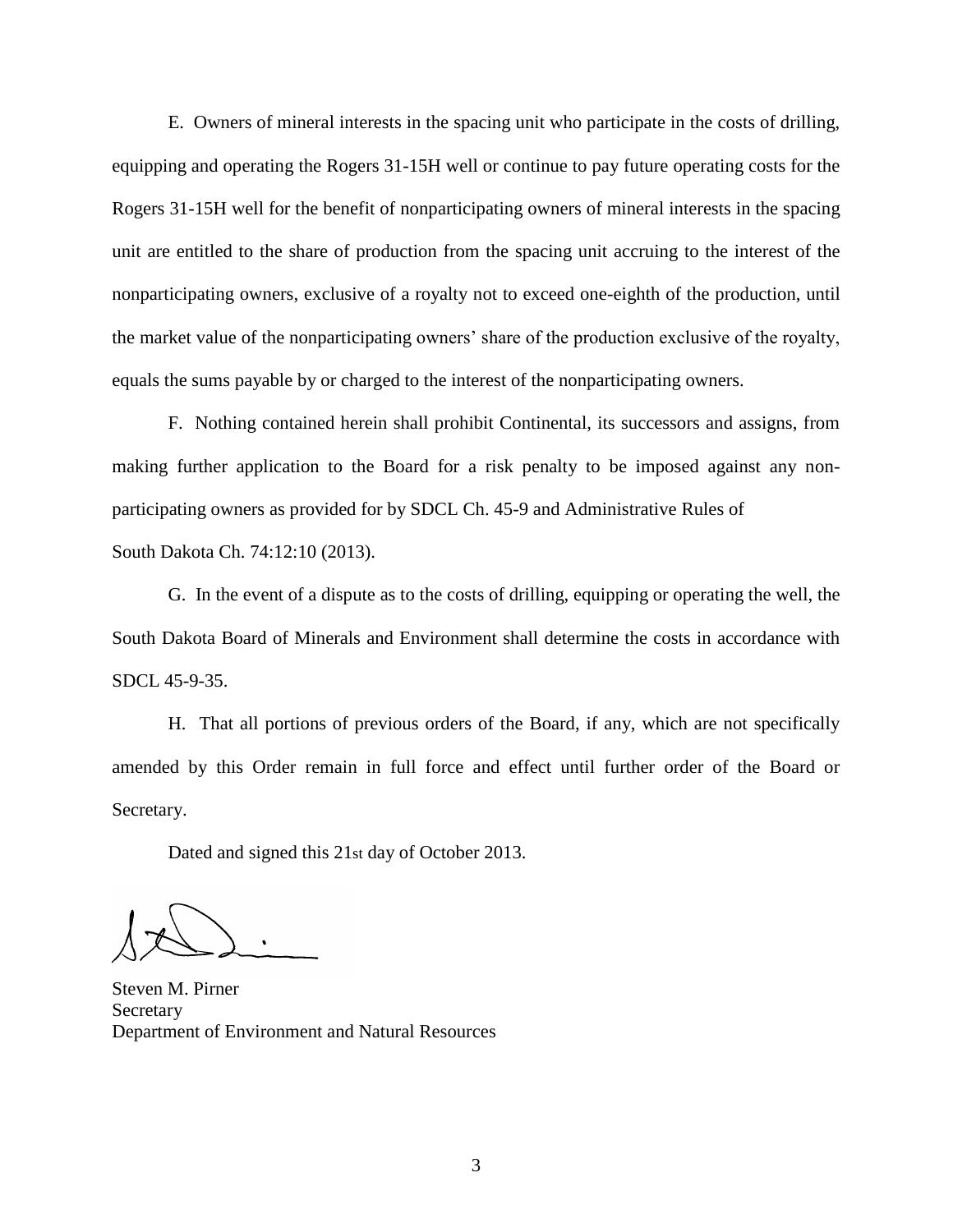E. Owners of mineral interests in the spacing unit who participate in the costs of drilling, equipping and operating the Rogers 31-15H well or continue to pay future operating costs for the Rogers 31-15H well for the benefit of nonparticipating owners of mineral interests in the spacing unit are entitled to the share of production from the spacing unit accruing to the interest of the nonparticipating owners, exclusive of a royalty not to exceed one-eighth of the production, until the market value of the nonparticipating owners' share of the production exclusive of the royalty, equals the sums payable by or charged to the interest of the nonparticipating owners.

F. Nothing contained herein shall prohibit Continental, its successors and assigns, from making further application to the Board for a risk penalty to be imposed against any non-participating owners as provided for by SDCL Ch. 45-9 and Administrative Rules of South Dakota Ch. 74:12:10 (2013).

G. In the event of a dispute as to the costs of drilling, equipping or operating the well, the South Dakota Board of Minerals and Environment shall determine the costs in accordance with SDCL 45-9-35.

H. That all portions of previous orders of the Board, if any, which are not specifically amended by this Order remain in full force and effect until further order of the Board or Secretary.

Dated and signed this 21st day of October 2013.

Steven M. Pirner
Secretary
Department of Environment and Natural Resources